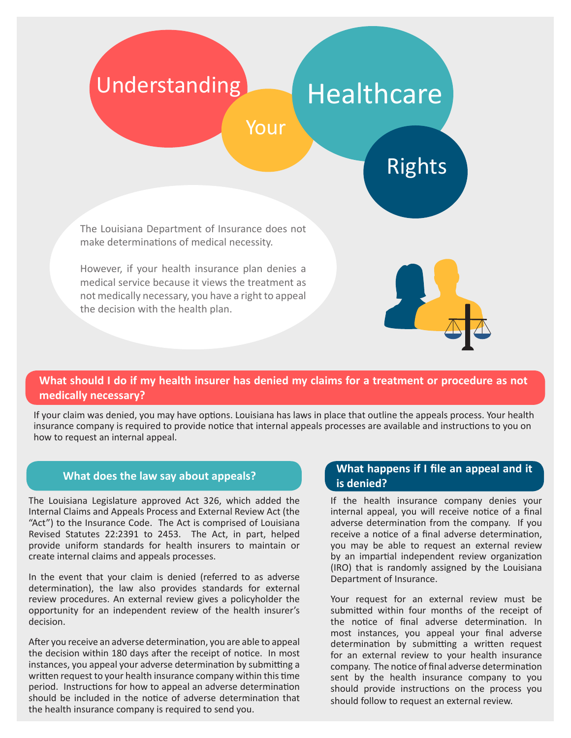# Understanding Your Healthcare Rights

The Louisiana Department of Insurance does not make determinations of medical necessity.

However, if your health insurance plan denies a medical service because it views the treatment as not medically necessary, you have a right to appeal the decision with the health plan.

## What should I do if my health insurer has denied my claims for a treatment or procedure as not medically necessary?

If your claim was denied, you may have options. Louisiana has laws in place that outline the appeals process. Your health insurance company is required to provide notice that internal appeals processes are available and instructions to you on how to request an internal appeal.

## What does the law say about appeals?

The Louisiana Legislature approved Act 326, which added the Internal Claims and Appeals Process and External Review Act (the "Act") to the Insurance Code. The Act is comprised of Louisiana Revised Statutes 22:2391 to 2453. The Act, in part, helped provide uniform standards for health insurers to maintain or create internal claims and appeals processes.

In the event that your claim is denied (referred to as adverse determination), the law also provides standards for external review procedures. An external review gives a policyholder the opportunity for an independent review of the health insurer's decision.

After you receive an adverse determination, you are able to appeal the decision within 180 days after the receipt of notice. In most instances, you appeal your adverse determination by submitting a written request to your health insurance company within this time period. Instructions for how to appeal an adverse determination should be included in the notice of adverse determination that the health insurance company is required to send you.

## What happens if I file an appeal and it is denied?

If the health insurance company denies your internal appeal, you will receive notice of a final adverse determination from the company. If you receive a notice of a final adverse determination, you may be able to request an external review by an impartial independent review organization (IRO) that is randomly assigned by the Louisiana Department of Insurance.

Your request for an external review must be submitted within four months of the receipt of the notice of final adverse determination. In most instances, you appeal your final adverse determination by submitting a written request for an external review to your health insurance company. The notice of final adverse determination sent by the health insurance company to you should provide instructions on the process you should follow to request an external review.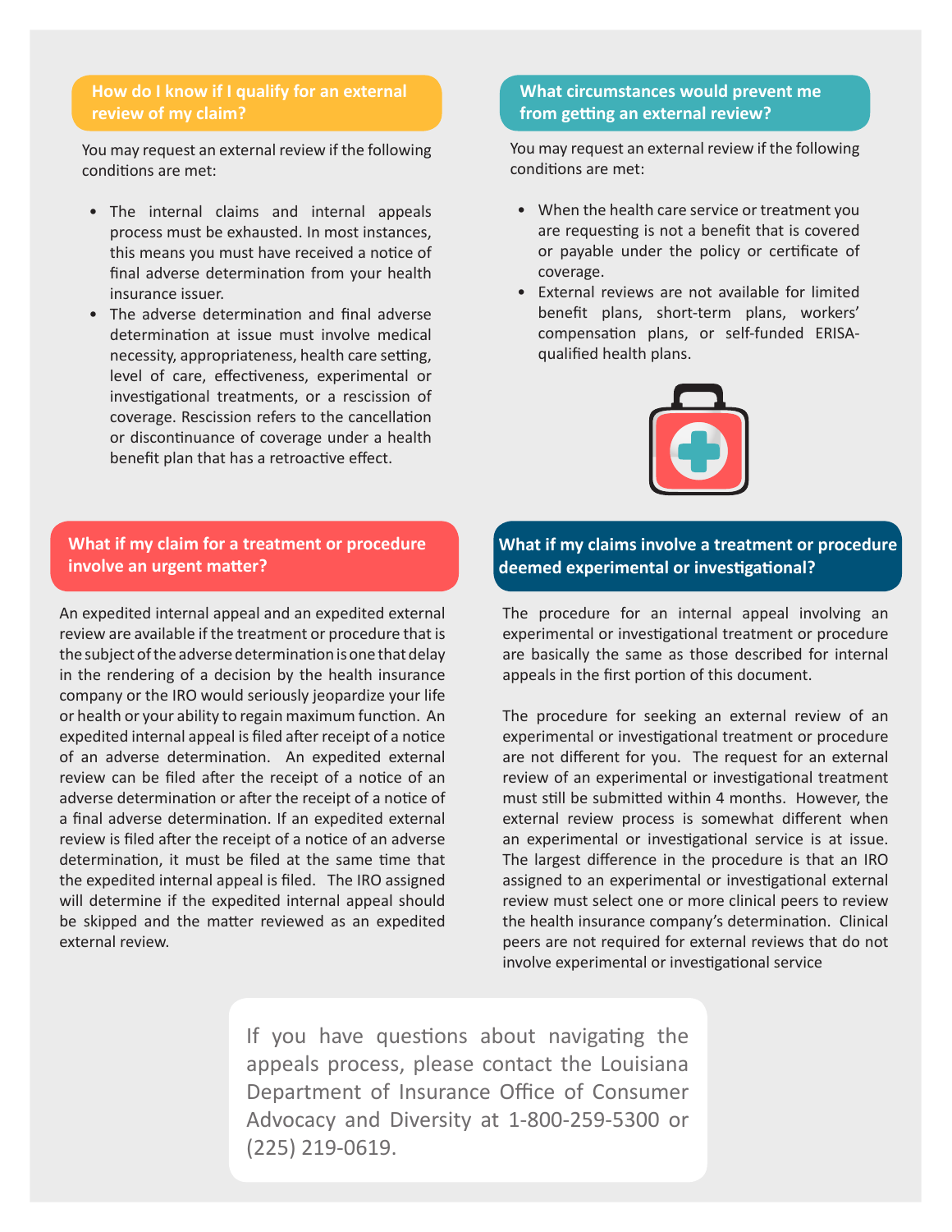## How do I know if I qualify for an external review of my claim?

You may request an external review if the following conditions are met:

- The internal claims and internal appeals process must be exhausted. In most instances, this means you must have received a notice of final adverse determination from your health insurance issuer.
- The adverse determination and final adverse determination at issue must involve medical necessity, appropriateness, health care setting, level of care, effectiveness, experimental or investigational treatments, or a rescission of coverage. Rescission refers to the cancellation or discontinuance of coverage under a health benefit plan that has a retroactive effect.

## What circumstances would prevent me from getting an external review?

You may request an external review if the following conditions are met:

- When the health care service or treatment you are requesting is not a benefit that is covered or payable under the policy or certificate of coverage.
- External reviews are not available for limited benefit plans, short-term plans, workers' compensation plans, or self-funded ERISA-qualified health plans.

## What if my claim for a treatment or procedure involve an urgent matter?

An expedited internal appeal and an expedited external review are available if the treatment or procedure that is the subject of the adverse determination is one that delay in the rendering of a decision by the health insurance company or the IRO would seriously jeopardize your life or health or your ability to regain maximum function. An expedited internal appeal is filed after receipt of a notice of an adverse determination. An expedited external review can be filed after the receipt of a notice of an adverse determination or after the receipt of a notice of a final adverse determination. If an expedited external review is filed after the receipt of a notice of an adverse determination, it must be filed at the same time that the expedited internal appeal is filed. The IRO assigned will determine if the expedited internal appeal should be skipped and the matter reviewed as an expedited external review.

## What if my claims involve a treatment or procedure deemed experimental or investigational?

The procedure for an internal appeal involving an experimental or investigational treatment or procedure are basically the same as those described for internal appeals in the first portion of this document.

The procedure for seeking an external review of an experimental or investigational treatment or procedure are not different for you. The request for an external review of an experimental or investigational treatment must still be submitted within 4 months. However, the external review process is somewhat different when an experimental or investigational service is at issue. The largest difference in the procedure is that an IRO assigned to an experimental or investigational external review must select one or more clinical peers to review the health insurance company's determination. Clinical peers are not required for external reviews that do not involve experimental or investigational service

If you have questions about navigating the appeals process, please contact the Louisiana Department of Insurance Office of Consumer Advocacy and Diversity at 1-800-259-5300 or (225) 219-0619.